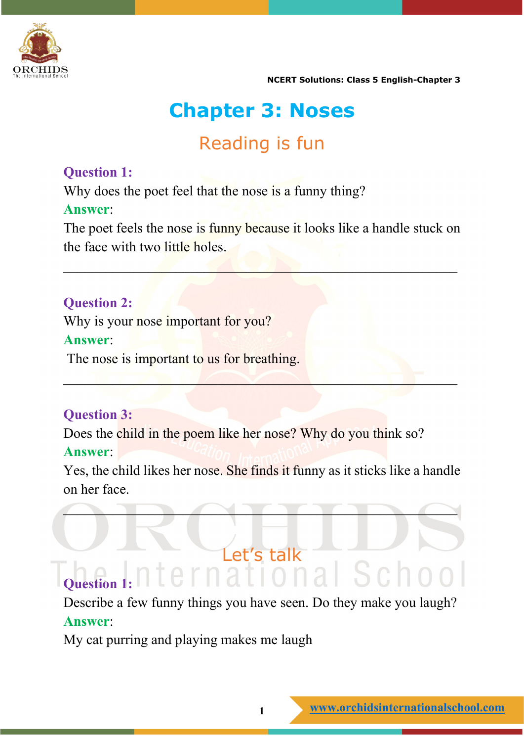# Chapter 3: Noses

## Reading is fun

**Question 1:**
Why does the poet feel that the nose is a funny thing?
**Answer**:
The poet feels the nose is funny because it looks like a handle stuck on the face with two little holes.

---

**Question 2:**
Why is your nose important for you?
**Answer**:
The nose is important to us for breathing.

---

**Question 3:**
Does the child in the poem like her nose? Why do you think so?
**Answer**:
Yes, the child likes her nose. She finds it funny as it sticks like a handle on her face.

---

## Let's talk

**Question 1:**
Describe a few funny things you have seen. Do they make you laugh?
**Answer**:
My cat purring and playing makes me laugh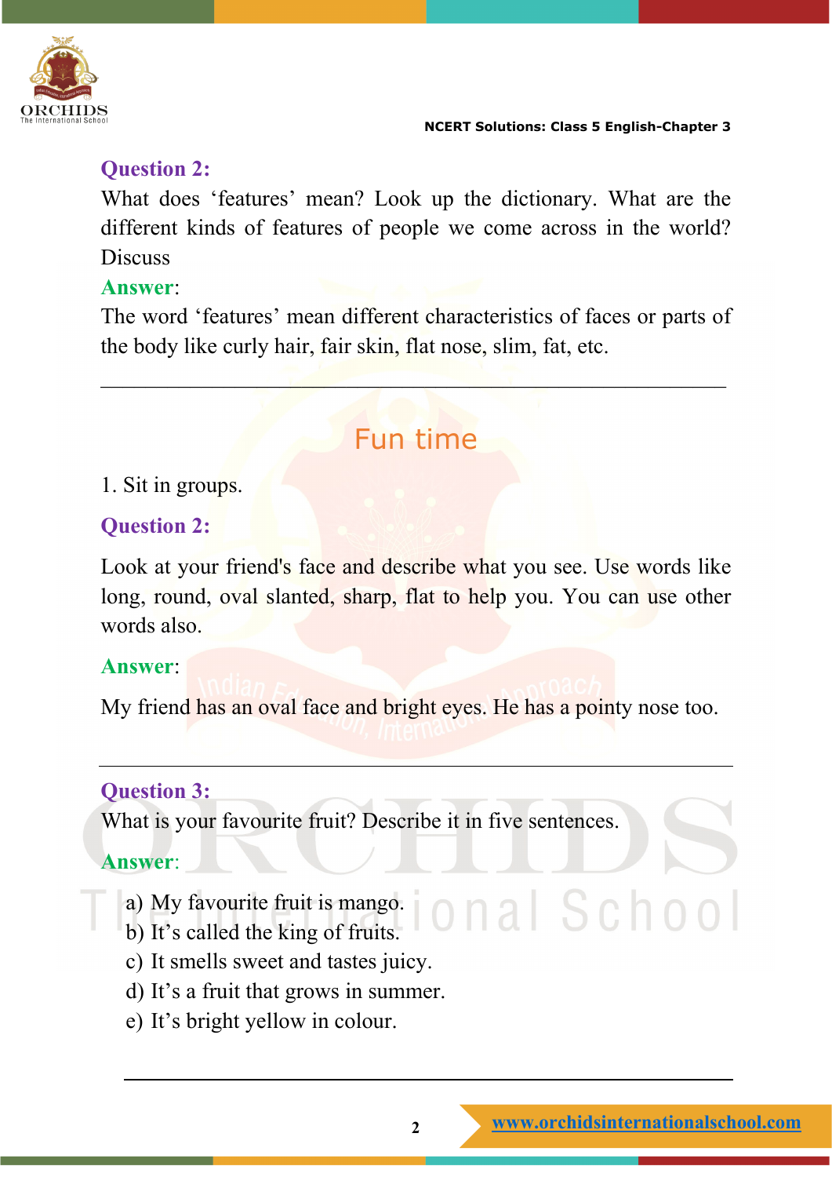**Question 2:**

What does 'features' mean? Look up the dictionary. What are the different kinds of features of people we come across in the world? Discuss

**Answer**:

The word 'features' mean different characteristics of faces or parts of the body like curly hair, fair skin, flat nose, slim, fat, etc.

---

## Fun time

1. Sit in groups.

**Question 2:**

Look at your friend's face and describe what you see. Use words like long, round, oval slanted, sharp, flat to help you. You can use other words also.

**Answer**:

My friend has an oval face and bright eyes. He has a pointy nose too.

---

**Question 3:**

What is your favourite fruit? Describe it in five sentences.

**Answer**:

a) My favourite fruit is mango.
b) It's called the king of fruits.
c) It smells sweet and tastes juicy.
d) It's a fruit that grows in summer.
e) It's bright yellow in colour.

---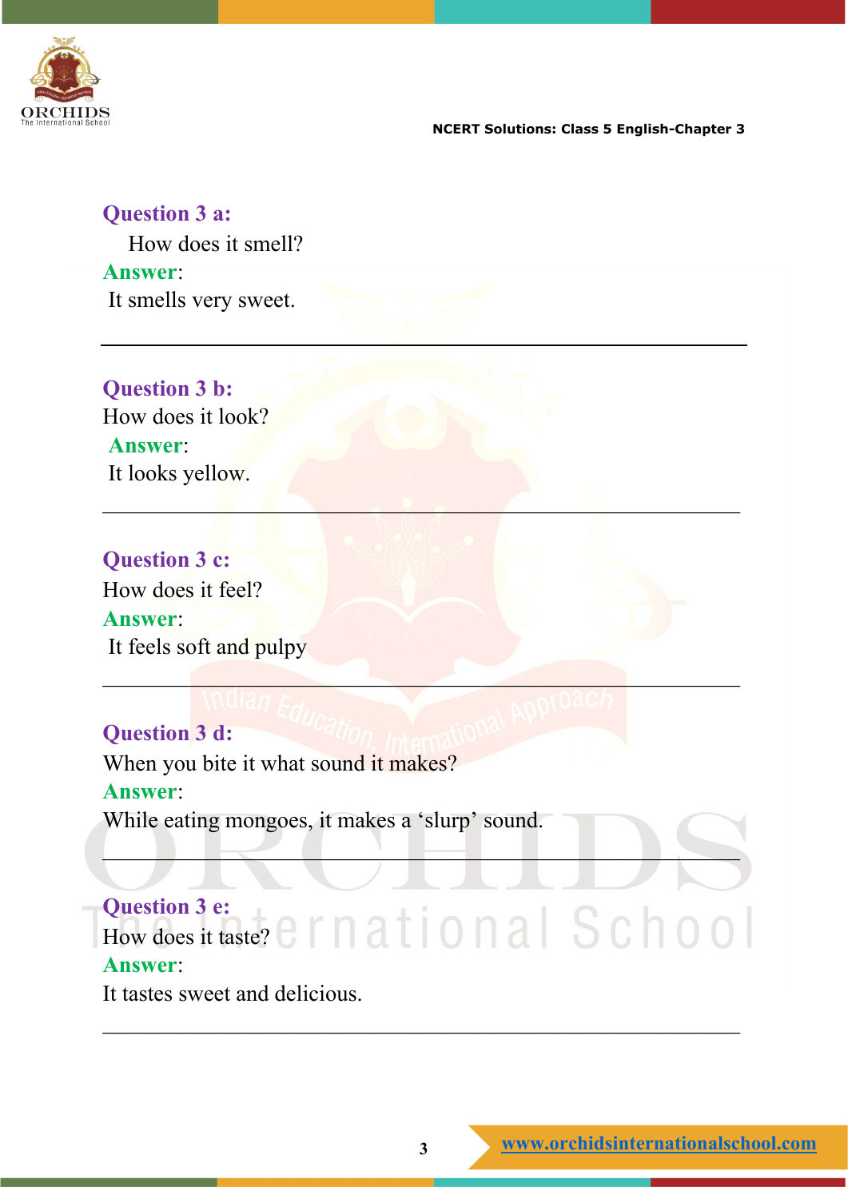**Question 3 a:**

How does it smell?

**Answer**:

It smells very sweet.

---

**Question 3 b:**

How does it look?

**Answer**:

It looks yellow.

---

**Question 3 c:**

How does it feel?

**Answer**:

It feels soft and pulpy

---

**Question 3 d:**

When you bite it what sound it makes?

**Answer**:

While eating mongoes, it makes a 'slurp' sound.

---

**Question 3 e:**

How does it taste?

**Answer**:

It tastes sweet and delicious.

---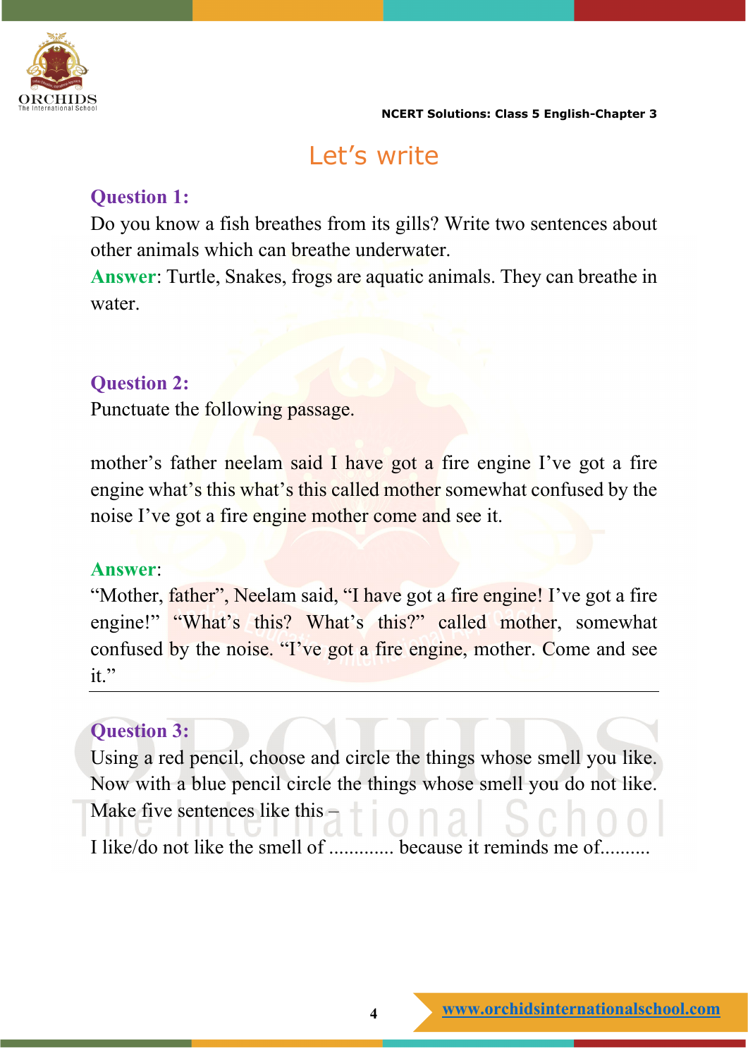## Let's write

**Question 1:**

Do you know a fish breathes from its gills? Write two sentences about other animals which can breathe underwater.

**Answer**: Turtle, Snakes, frogs are aquatic animals. They can breathe in water.

**Question 2:**

Punctuate the following passage.

mother's father neelam said I have got a fire engine I've got a fire engine what's this what's this called mother somewhat confused by the noise I've got a fire engine mother come and see it.

**Answer**:

"Mother, father", Neelam said, "I have got a fire engine! I've got a fire engine!" "What's this? What's this?" called mother, somewhat confused by the noise. "I've got a fire engine, mother. Come and see it."

---

**Question 3:**

Using a red pencil, choose and circle the things whose smell you like. Now with a blue pencil circle the things whose smell you do not like. Make five sentences like this –

I like/do not like the smell of ............. because it reminds me of..........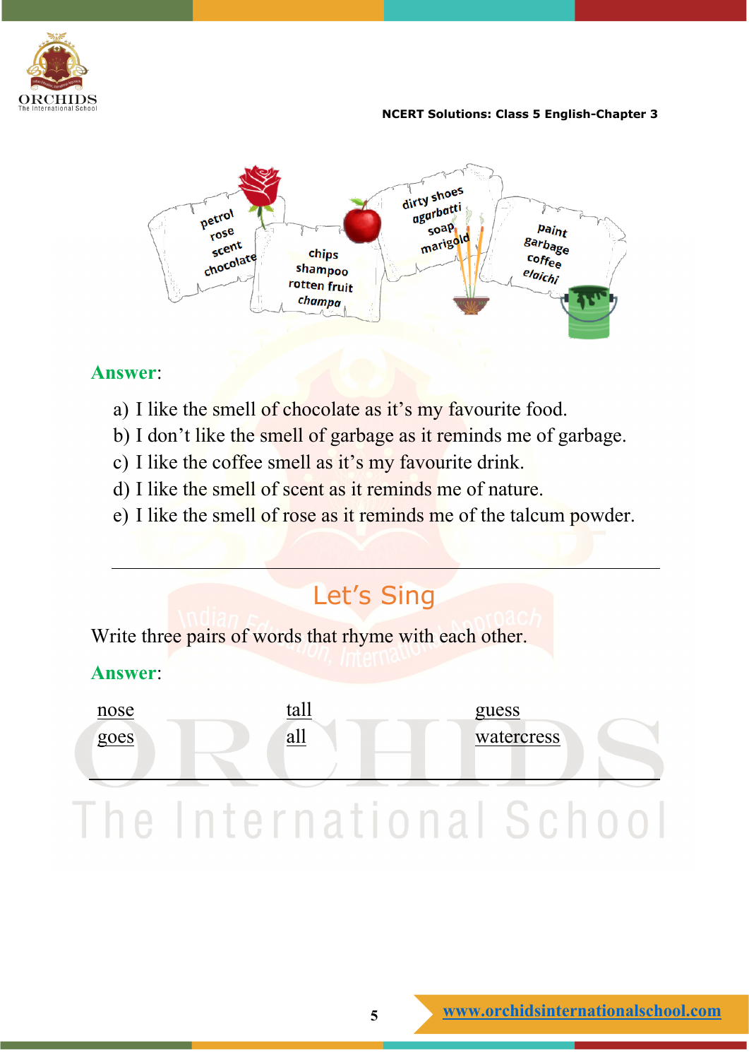petrol
rose
scent
chocolate

chips
shampoo
rotten fruit
champa

dirty shoes
agarbatti
soap
marigold

paint
garbage
coffee
elaichi

**Answer**:

a) I like the smell of chocolate as it's my favourite food.
b) I don't like the smell of garbage as it reminds me of garbage.
c) I like the coffee smell as it's my favourite drink.
d) I like the smell of scent as it reminds me of nature.
e) I like the smell of rose as it reminds me of the talcum powder.

---

## Let's Sing

Write three pairs of words that rhyme with each other.

**Answer**:

| | | |
|---|---|---|
| nose | tall | guess |
| goes | all | watercress |